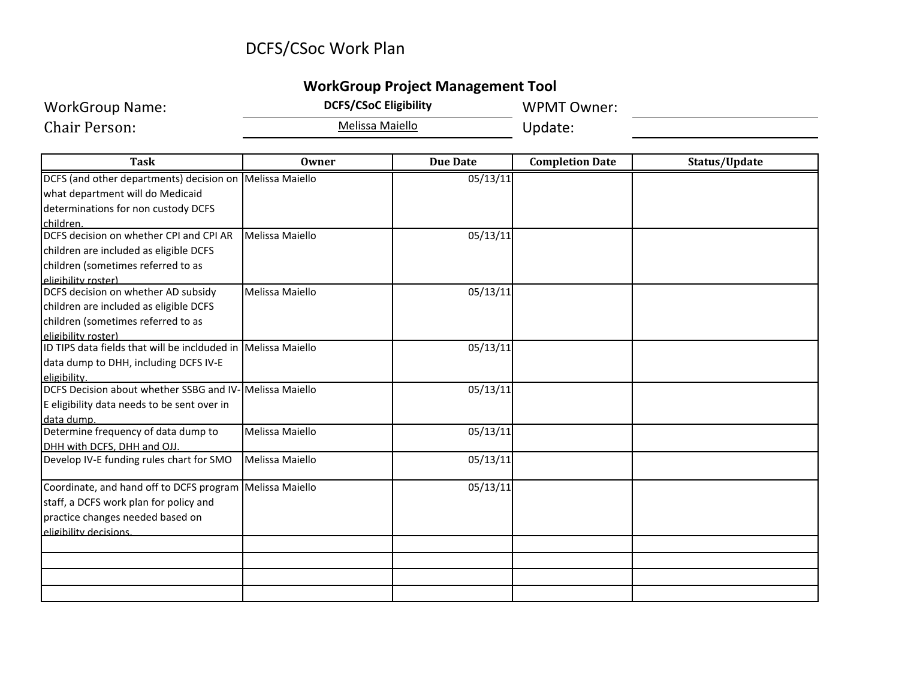# DCFS/CSoc Work Plan

## WorkGroup Project Management Tool

WorkGroup Name: **DCFS/CSoC Eligibility**

WPMT Owner:

Chair Person: Melissa Maiello

Update:

| Task | Owner | Due Date | Completion Date | Status/Update |
|---|---|---|---|---|
| DCFS (and other departments) decision on what department will do Medicaid determinations for non custody DCFS children. | Melissa Maiello | 05/13/11 | | |
| DCFS decision on whether CPI and CPI AR children are included as eligible DCFS children (sometimes referred to as eligibility roster) | Melissa Maiello | 05/13/11 | | |
| DCFS decision on whether AD subsidy children are included as eligible DCFS children (sometimes referred to as eligibility roster) | Melissa Maiello | 05/13/11 | | |
| ID TIPS data fields that will be inclduded in data dump to DHH, including DCFS IV-E eligibility. | Melissa Maiello | 05/13/11 | | |
| DCFS Decision about whether SSBG and IV-E eligibility data needs to be sent over in data dump. | Melissa Maiello | 05/13/11 | | |
| Determine frequency of data dump to DHH with DCFS, DHH and OJJ. | Melissa Maiello | 05/13/11 | | |
| Develop IV-E funding rules chart for SMO | Melissa Maiello | 05/13/11 | | |
| Coordinate, and hand off to DCFS program staff, a DCFS work plan for policy and practice changes needed based on eligibility decisions. | Melissa Maiello | 05/13/11 | | |
| | | | | |
| | | | | |
| | | | | |
| | | | | |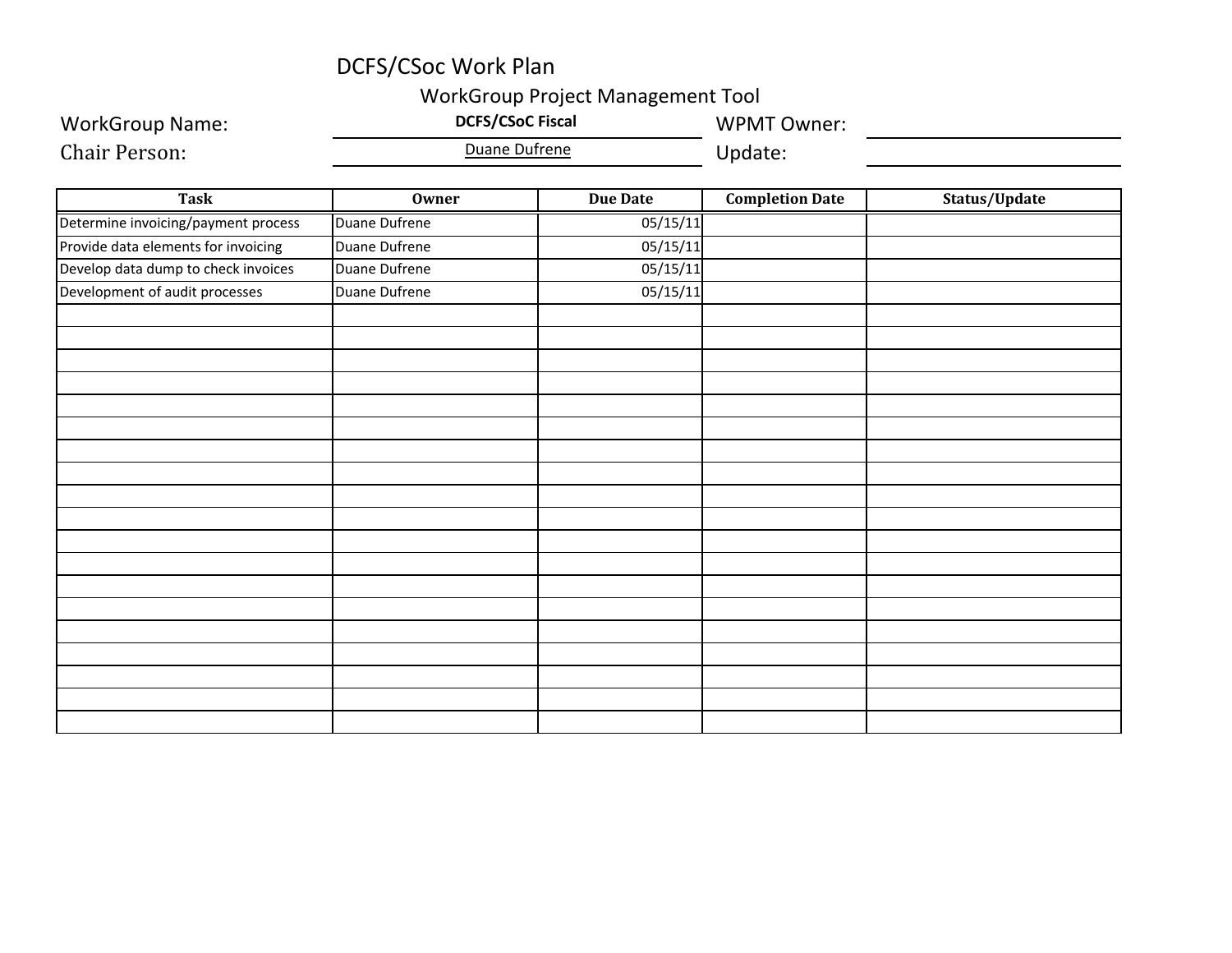# DCFS/CSoc Work Plan

## WorkGroup Project Management Tool

WorkGroup Name: **DCFS/CSoC Fiscal**

WPMT Owner:

Chair Person: Duane Dufrene

Update:

| Task | Owner | Due Date | Completion Date | Status/Update |
| --- | --- | --- | --- | --- |
| Determine invoicing/payment process | Duane Dufrene | 05/15/11 | | |
| Provide data elements for invoicing | Duane Dufrene | 05/15/11 | | |
| Develop data dump to check invoices | Duane Dufrene | 05/15/11 | | |
| Development of audit processes | Duane Dufrene | 05/15/11 | | |
| | | | | |
| | | | | |
| | | | | |
| | | | | |
| | | | | |
| | | | | |
| | | | | |
| | | | | |
| | | | | |
| | | | | |
| | | | | |
| | | | | |
| | | | | |
| | | | | |
| | | | | |
| | | | | |
| | | | | |
| | | | | |
| | | | | |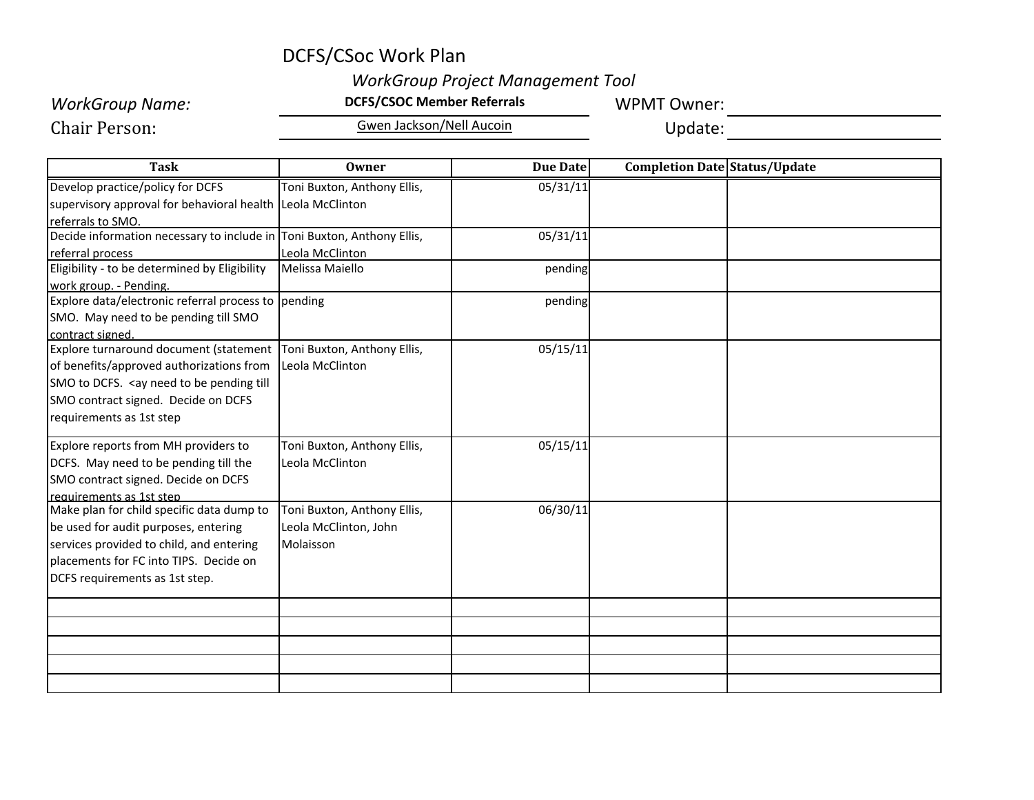# DCFS/CSoc Work Plan

## *WorkGroup Project Management Tool*

*WorkGroup Name:* **DCFS/CSOC Member Referrals**

WPMT Owner:

Chair Person: Gwen Jackson/Nell Aucoin

Update:

| Task | Owner | Due Date | Completion Date | Status/Update |
|---|---|---|---|---|
| Develop practice/policy for DCFS supervisory approval for behavioral health referrals to SMO. | Toni Buxton, Anthony Ellis, Leola McClinton | 05/31/11 | | |
| Decide information necessary to include in referral process | Toni Buxton, Anthony Ellis, Leola McClinton | 05/31/11 | | |
| Eligibility - to be determined by Eligibility work group. - Pending. | Melissa Maiello | pending | | |
| Explore data/electronic referral process to SMO. May need to be pending till SMO contract signed. | pending | pending | | |
| Explore turnaround document (statement of benefits/approved authorizations from SMO to DCFS. <ay need to be pending till SMO contract signed. Decide on DCFS requirements as 1st step | Toni Buxton, Anthony Ellis, Leola McClinton | 05/15/11 | | |
| Explore reports from MH providers to DCFS. May need to be pending till the SMO contract signed. Decide on DCFS requirements as 1st step | Toni Buxton, Anthony Ellis, Leola McClinton | 05/15/11 | | |
| Make plan for child specific data dump to be used for audit purposes, entering services provided to child, and entering placements for FC into TIPS. Decide on DCFS requirements as 1st step. | Toni Buxton, Anthony Ellis, Leola McClinton, John Molaisson | 06/30/11 | | |
| | | | | |
| | | | | |
| | | | | |
| | | | | |
| | | | | |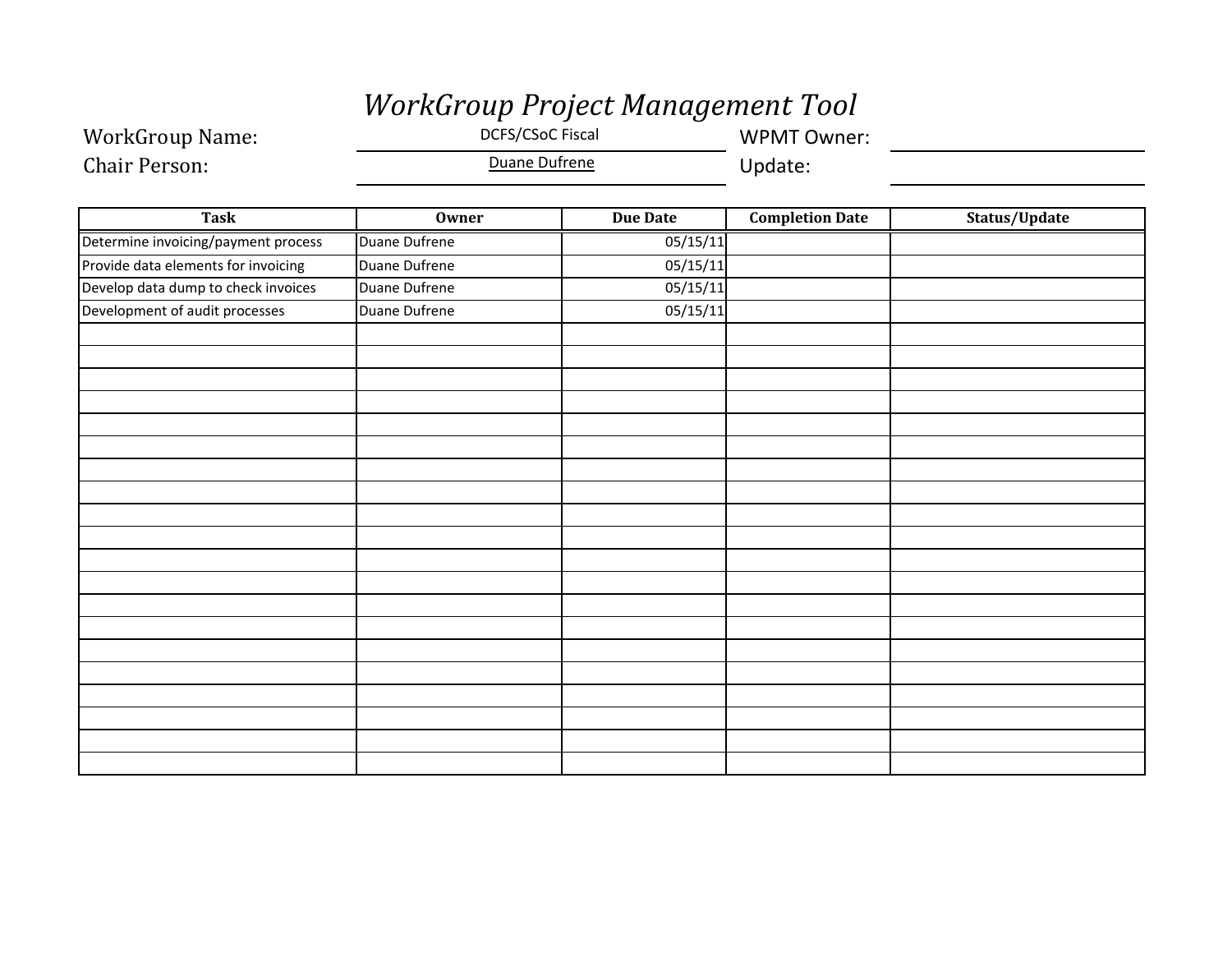# *WorkGroup Project Management Tool*

WorkGroup Name: DCFS/CSoC Fiscal

Chair Person: Duane Dufrene

WPMT Owner:

Update:

| Task | Owner | Due Date | Completion Date | Status/Update |
|---|---|---|---|---|
| Determine invoicing/payment process | Duane Dufrene | 05/15/11 | | |
| Provide data elements for invoicing | Duane Dufrene | 05/15/11 | | |
| Develop data dump to check invoices | Duane Dufrene | 05/15/11 | | |
| Development of audit processes | Duane Dufrene | 05/15/11 | | |
| | | | | |
| | | | | |
| | | | | |
| | | | | |
| | | | | |
| | | | | |
| | | | | |
| | | | | |
| | | | | |
| | | | | |
| | | | | |
| | | | | |
| | | | | |
| | | | | |
| | | | | |
| | | | | |
| | | | | |
| | | | | |
| | | | | |
| | | | | |
| | | | | |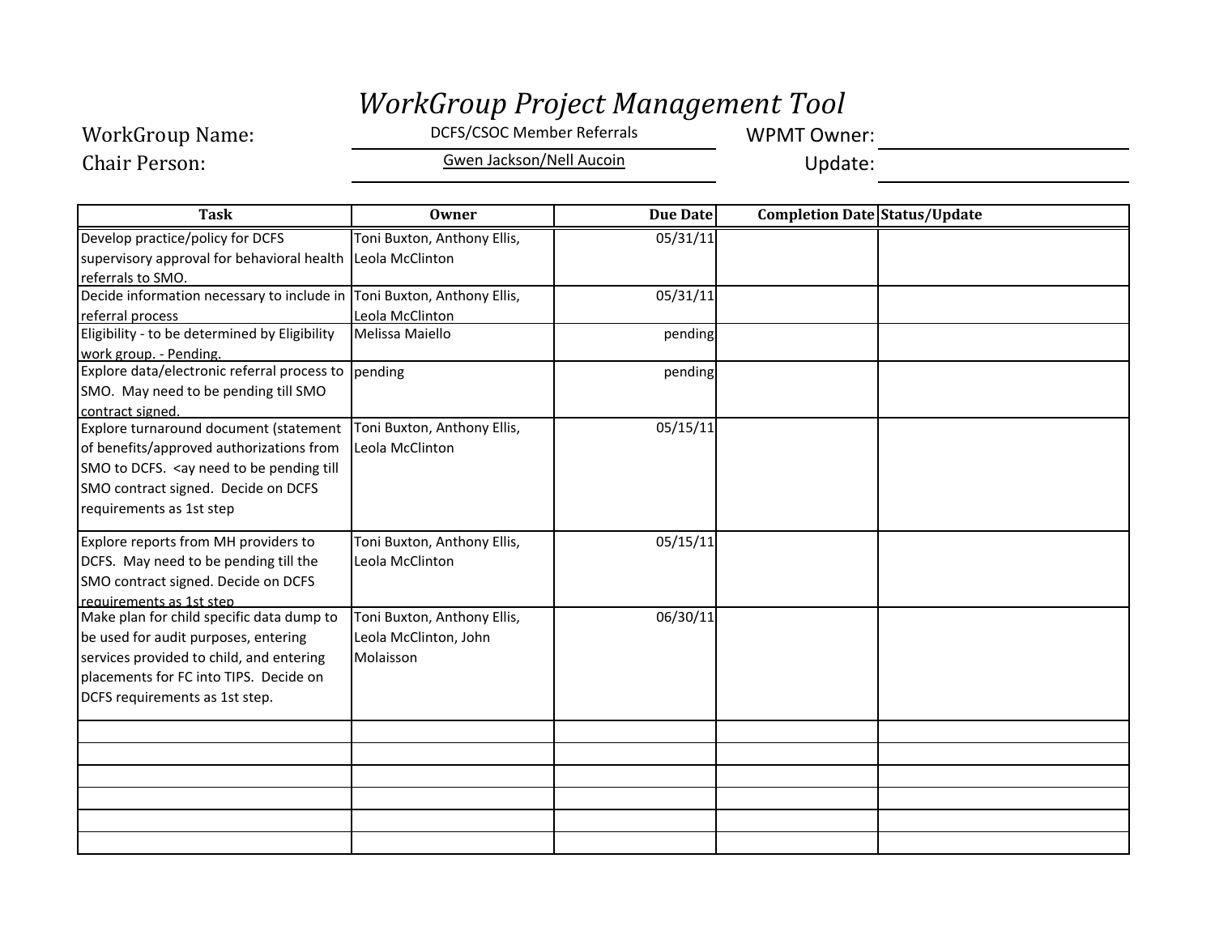# *WorkGroup Project Management Tool*

WorkGroup Name: DCFS/CSOC Member Referrals

Chair Person: Gwen Jackson/Nell Aucoin

WPMT Owner:

Update:

| Task | Owner | Due Date | Completion Date | Status/Update |
|---|---|---|---|---|
| Develop practice/policy for DCFS supervisory approval for behavioral health referrals to SMO. | Toni Buxton, Anthony Ellis, Leola McClinton | 05/31/11 | | |
| Decide information necessary to include in referral process | Toni Buxton, Anthony Ellis, Leola McClinton | 05/31/11 | | |
| Eligibility - to be determined by Eligibility work group. - Pending. | Melissa Maiello | pending | | |
| Explore data/electronic referral process to SMO. May need to be pending till SMO contract signed. | pending | pending | | |
| Explore turnaround document (statement of benefits/approved authorizations from SMO to DCFS. <ay need to be pending till SMO contract signed. Decide on DCFS requirements as 1st step | Toni Buxton, Anthony Ellis, Leola McClinton | 05/15/11 | | |
| Explore reports from MH providers to DCFS. May need to be pending till the SMO contract signed. Decide on DCFS requirements as 1st step | Toni Buxton, Anthony Ellis, Leola McClinton | 05/15/11 | | |
| Make plan for child specific data dump to be used for audit purposes, entering services provided to child, and entering placements for FC into TIPS. Decide on DCFS requirements as 1st step. | Toni Buxton, Anthony Ellis, Leola McClinton, John Molaisson | 06/30/11 | | |
| | | | | |
| | | | | |
| | | | | |
| | | | | |
| | | | | |
| | | | | |